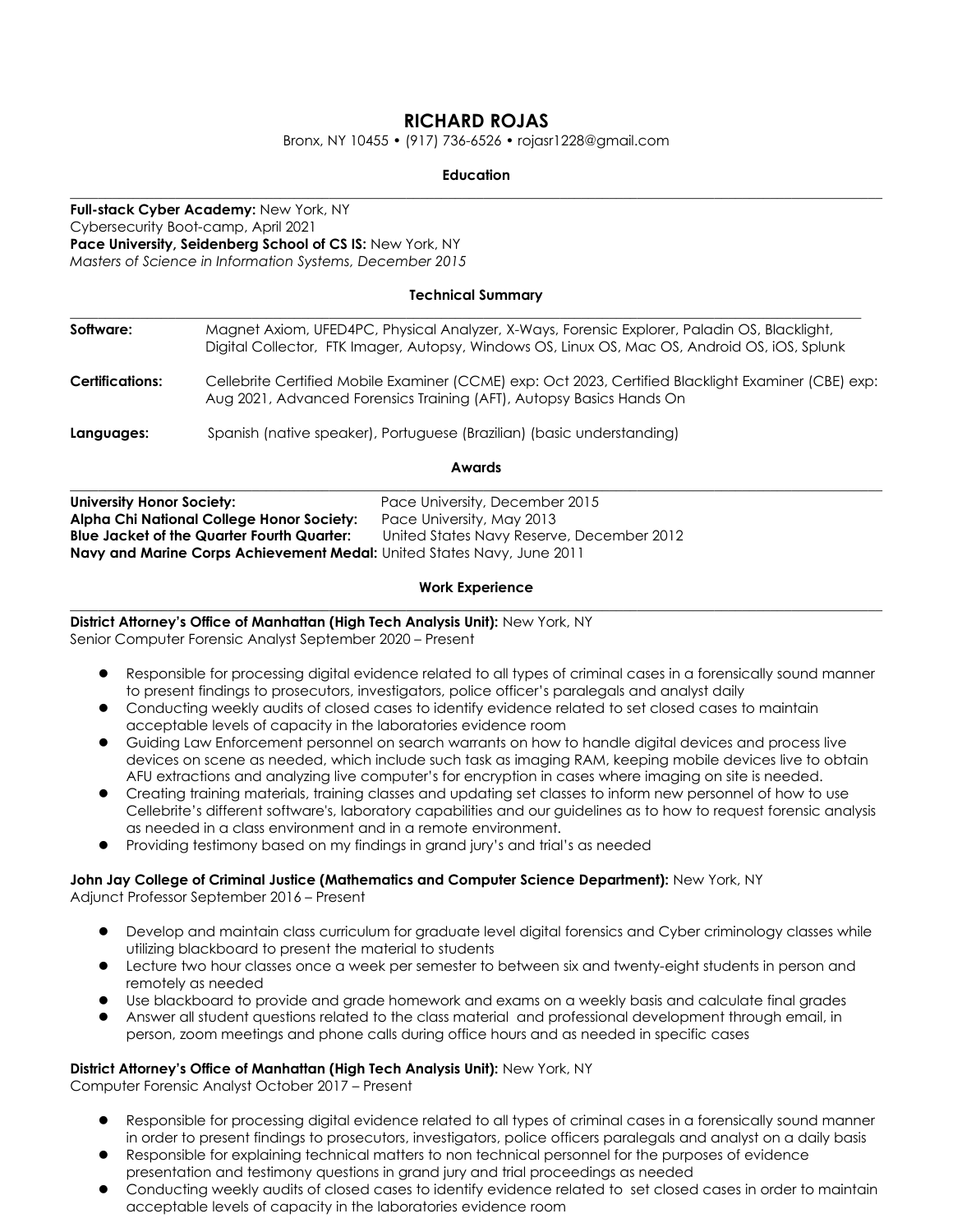# RICHARD ROJAS

Bronx, NY 10455 • (917) 736-6526 • rojasr1228@gmail.com

## Education

**Full-stack Cyber Academy:** New York, NY
Cybersecurity Boot-camp, April 2021
**Pace University, Seidenberg School of CS IS:** New York, NY
*Masters of Science in Information Systems, December 2015*

## Technical Summary

**Software:** Magnet Axiom, UFED4PC, Physical Analyzer, X-Ways, Forensic Explorer, Paladin OS, Blacklight, Digital Collector, FTK Imager, Autopsy, Windows OS, Linux OS, Mac OS, Android OS, iOS, Splunk

**Certifications:** Cellebrite Certified Mobile Examiner (CCME) exp: Oct 2023, Certified Blacklight Examiner (CBE) exp: Aug 2021, Advanced Forensics Training (AFT), Autopsy Basics Hands On

**Languages:** Spanish (native speaker), Portuguese (Brazilian) (basic understanding)

## Awards

**University Honor Society:** Pace University, December 2015
**Alpha Chi National College Honor Society:** Pace University, May 2013
**Blue Jacket of the Quarter Fourth Quarter:** United States Navy Reserve, December 2012
**Navy and Marine Corps Achievement Medal:** United States Navy, June 2011

## Work Experience

**District Attorney's Office of Manhattan (High Tech Analysis Unit):** New York, NY
Senior Computer Forensic Analyst September 2020 – Present

- Responsible for processing digital evidence related to all types of criminal cases in a forensically sound manner to present findings to prosecutors, investigators, police officer's paralegals and analyst daily
- Conducting weekly audits of closed cases to identify evidence related to set closed cases to maintain acceptable levels of capacity in the laboratories evidence room
- Guiding Law Enforcement personnel on search warrants on how to handle digital devices and process live devices on scene as needed, which include such task as imaging RAM, keeping mobile devices live to obtain AFU extractions and analyzing live computer's for encryption in cases where imaging on site is needed.
- Creating training materials, training classes and updating set classes to inform new personnel of how to use Cellebrite's different software's, laboratory capabilities and our guidelines as to how to request forensic analysis as needed in a class environment and in a remote environment.
- Providing testimony based on my findings in grand jury's and trial's as needed

**John Jay College of Criminal Justice (Mathematics and Computer Science Department):** New York, NY
Adjunct Professor September 2016 – Present

- Develop and maintain class curriculum for graduate level digital forensics and Cyber criminology classes while utilizing blackboard to present the material to students
- Lecture two hour classes once a week per semester to between six and twenty-eight students in person and remotely as needed
- Use blackboard to provide and grade homework and exams on a weekly basis and calculate final grades
- Answer all student questions related to the class material and professional development through email, in person, zoom meetings and phone calls during office hours and as needed in specific cases

**District Attorney's Office of Manhattan (High Tech Analysis Unit):** New York, NY
Computer Forensic Analyst October 2017 – Present

- Responsible for processing digital evidence related to all types of criminal cases in a forensically sound manner in order to present findings to prosecutors, investigators, police officers paralegals and analyst on a daily basis
- Responsible for explaining technical matters to non technical personnel for the purposes of evidence presentation and testimony questions in grand jury and trial proceedings as needed
- Conducting weekly audits of closed cases to identify evidence related to set closed cases in order to maintain acceptable levels of capacity in the laboratories evidence room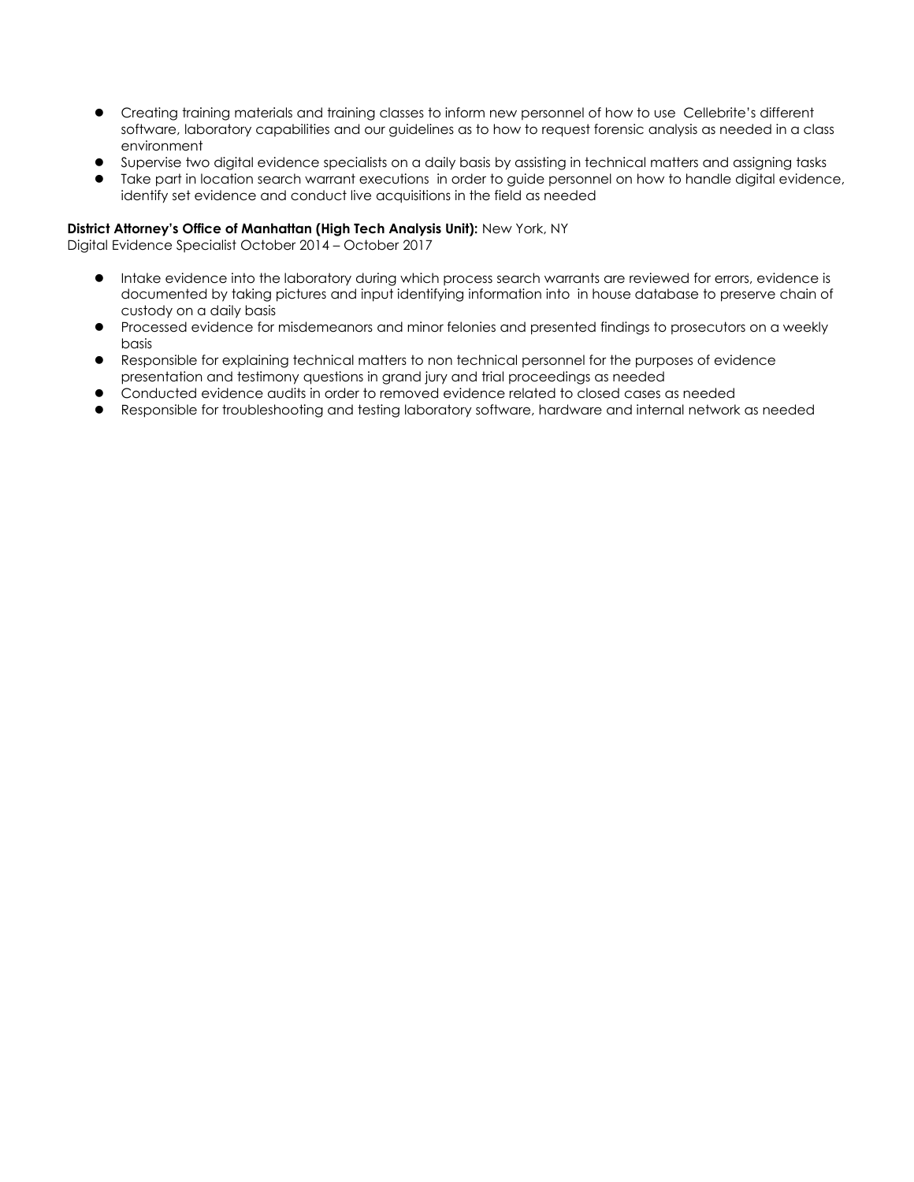- Creating training materials and training classes to inform new personnel of how to use Cellebrite's different software, laboratory capabilities and our guidelines as to how to request forensic analysis as needed in a class environment
- Supervise two digital evidence specialists on a daily basis by assisting in technical matters and assigning tasks
- Take part in location search warrant executions in order to guide personnel on how to handle digital evidence, identify set evidence and conduct live acquisitions in the field as needed

**District Attorney's Office of Manhattan (High Tech Analysis Unit):** New York, NY
Digital Evidence Specialist October 2014 – October 2017

- Intake evidence into the laboratory during which process search warrants are reviewed for errors, evidence is documented by taking pictures and input identifying information into in house database to preserve chain of custody on a daily basis
- Processed evidence for misdemeanors and minor felonies and presented findings to prosecutors on a weekly basis
- Responsible for explaining technical matters to non technical personnel for the purposes of evidence presentation and testimony questions in grand jury and trial proceedings as needed
- Conducted evidence audits in order to removed evidence related to closed cases as needed
- Responsible for troubleshooting and testing laboratory software, hardware and internal network as needed